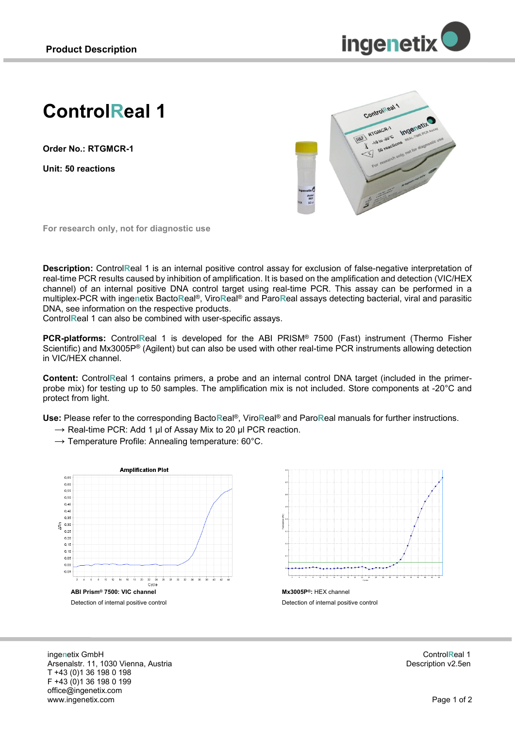Product Description

# ControlReal 1

**Order No.: RTGMCR-1**

**Unit: 50 reactions**

For research only, not for diagnostic use

**Description:** ControlReal 1 is an internal positive control assay for exclusion of false-negative interpretation of real-time PCR results caused by inhibition of amplification. It is based on the amplification and detection (VIC/HEX channel) of an internal positive DNA control target using real-time PCR. This assay can be performed in a multiplex-PCR with ingenetix BactoReal®, ViroReal® and ParoReal assays detecting bacterial, viral and parasitic DNA, see information on the respective products.
ControlReal 1 can also be combined with user-specific assays.

**PCR-platforms:** ControlReal 1 is developed for the ABI PRISM® 7500 (Fast) instrument (Thermo Fisher Scientific) and Mx3005P® (Agilent) but can also be used with other real-time PCR instruments allowing detection in VIC/HEX channel.

**Content:** ControlReal 1 contains primers, a probe and an internal control DNA target (included in the primer-probe mix) for testing up to 50 samples. The amplification mix is not included. Store components at -20°C and protect from light.

**Use:** Please refer to the corresponding BactoReal®, ViroReal® and ParoReal manuals for further instructions.

→ Real-time PCR: Add 1 µl of Assay Mix to 20 µl PCR reaction.
→ Temperature Profile: Annealing temperature: 60°C.

**ABI Prism® 7500: VIC channel**

Detection of internal positive control

**Mx3005P®:** HEX channel

Detection of internal positive control

ingenetix GmbH
Arsenalstr. 11, 1030 Vienna, Austria
T +43 (0)1 36 198 0 198
F +43 (0)1 36 198 0 199
office@ingenetix.com
www.ingenetix.com

ControlReal 1
Description v2.5en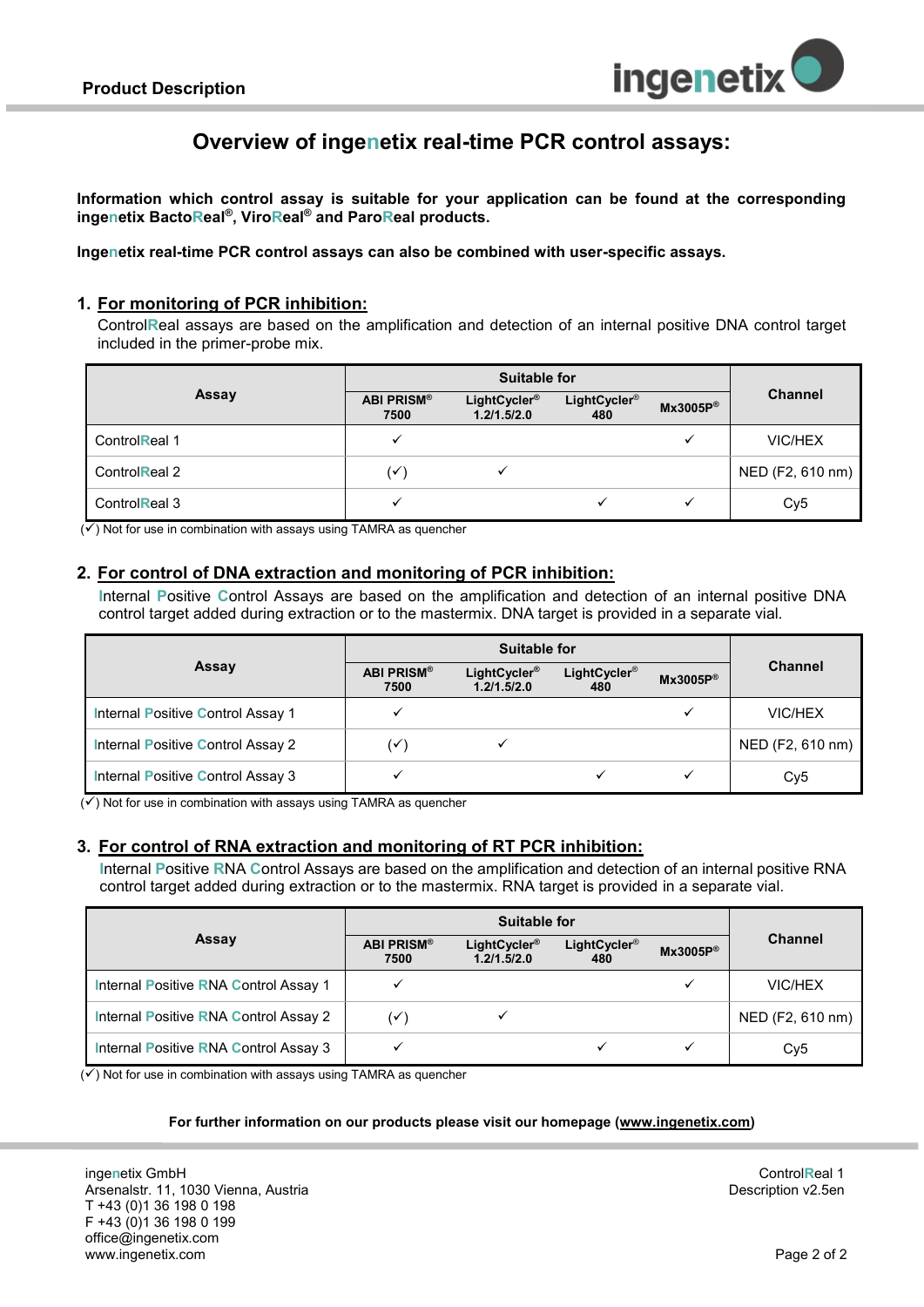**Product Description**

# Overview of ingenetix real-time PCR control assays:

**Information which control assay is suitable for your application can be found at the corresponding ingenetix BactoReal®, ViroReal® and ParoReal products.**

**Ingenetix real-time PCR control assays can also be combined with user-specific assays.**

## 1. For monitoring of PCR inhibition:

ControlReal assays are based on the amplification and detection of an internal positive DNA control target included in the primer-probe mix.

| Assay | Suitable for | | | | Channel |
|---|---|---|---|---|---|
| | ABI PRISM® 7500 | LightCycler® 1.2/1.5/2.0 | LightCycler® 480 | Mx3005P® | |
| ControlReal 1 | ✓ | | | ✓ | VIC/HEX |
| ControlReal 2 | (✓) | ✓ | | | NED (F2, 610 nm) |
| ControlReal 3 | ✓ | | ✓ | ✓ | Cy5 |

(✓) Not for use in combination with assays using TAMRA as quencher

## 2. For control of DNA extraction and monitoring of PCR inhibition:

Internal Positive Control Assays are based on the amplification and detection of an internal positive DNA control target added during extraction or to the mastermix. DNA target is provided in a separate vial.

| Assay | Suitable for | | | | Channel |
|---|---|---|---|---|---|
| | ABI PRISM® 7500 | LightCycler® 1.2/1.5/2.0 | LightCycler® 480 | Mx3005P® | |
| Internal Positive Control Assay 1 | ✓ | | | ✓ | VIC/HEX |
| Internal Positive Control Assay 2 | (✓) | ✓ | | | NED (F2, 610 nm) |
| Internal Positive Control Assay 3 | ✓ | | ✓ | ✓ | Cy5 |

(✓) Not for use in combination with assays using TAMRA as quencher

## 3. For control of RNA extraction and monitoring of RT PCR inhibition:

Internal Positive RNA Control Assays are based on the amplification and detection of an internal positive RNA control target added during extraction or to the mastermix. RNA target is provided in a separate vial.

| Assay | Suitable for | | | | Channel |
|---|---|---|---|---|---|
| | ABI PRISM® 7500 | LightCycler® 1.2/1.5/2.0 | LightCycler® 480 | Mx3005P® | |
| Internal Positive RNA Control Assay 1 | ✓ | | | ✓ | VIC/HEX |
| Internal Positive RNA Control Assay 2 | (✓) | ✓ | | | NED (F2, 610 nm) |
| Internal Positive RNA Control Assay 3 | ✓ | | ✓ | ✓ | Cy5 |

(✓) Not for use in combination with assays using TAMRA as quencher

**For further information on our products please visit our homepage (www.ingenetix.com)**

ingenetix GmbH
Arsenalstr. 11, 1030 Vienna, Austria
T +43 (0)1 36 198 0 198
F +43 (0)1 36 198 0 199
office@ingenetix.com
www.ingenetix.com

ControlReal 1
Description v2.5en